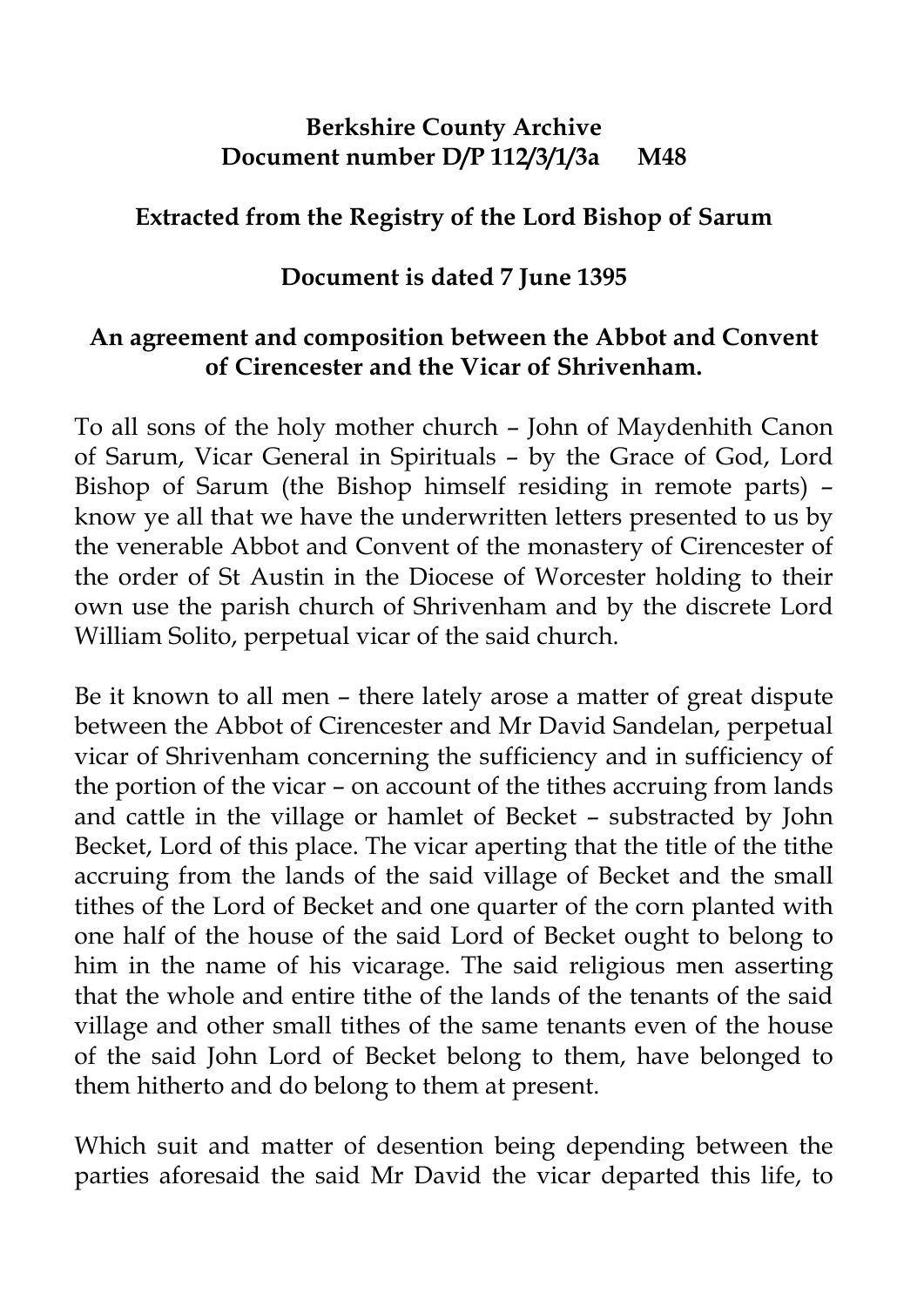**Berkshire County Archive**
**Document number D/P 112/3/1/3a M48**

**Extracted from the Registry of the Lord Bishop of Sarum**

**Document is dated 7 June 1395**

**An agreement and composition between the Abbot and Convent of Cirencester and the Vicar of Shrivenham.**

To all sons of the holy mother church – John of Maydenhith Canon of Sarum, Vicar General in Spirituals – by the Grace of God, Lord Bishop of Sarum (the Bishop himself residing in remote parts) – know ye all that we have the underwritten letters presented to us by the venerable Abbot and Convent of the monastery of Cirencester of the order of St Austin in the Diocese of Worcester holding to their own use the parish church of Shrivenham and by the discrete Lord William Solito, perpetual vicar of the said church.

Be it known to all men – there lately arose a matter of great dispute between the Abbot of Cirencester and Mr David Sandelan, perpetual vicar of Shrivenham concerning the sufficiency and in sufficiency of the portion of the vicar – on account of the tithes accruing from lands and cattle in the village or hamlet of Becket – substracted by John Becket, Lord of this place. The vicar aperting that the title of the tithe accruing from the lands of the said village of Becket and the small tithes of the Lord of Becket and one quarter of the corn planted with one half of the house of the said Lord of Becket ought to belong to him in the name of his vicarage. The said religious men asserting that the whole and entire tithe of the lands of the tenants of the said village and other small tithes of the same tenants even of the house of the said John Lord of Becket belong to them, have belonged to them hitherto and do belong to them at present.

Which suit and matter of desention being depending between the parties aforesaid the said Mr David the vicar departed this life, to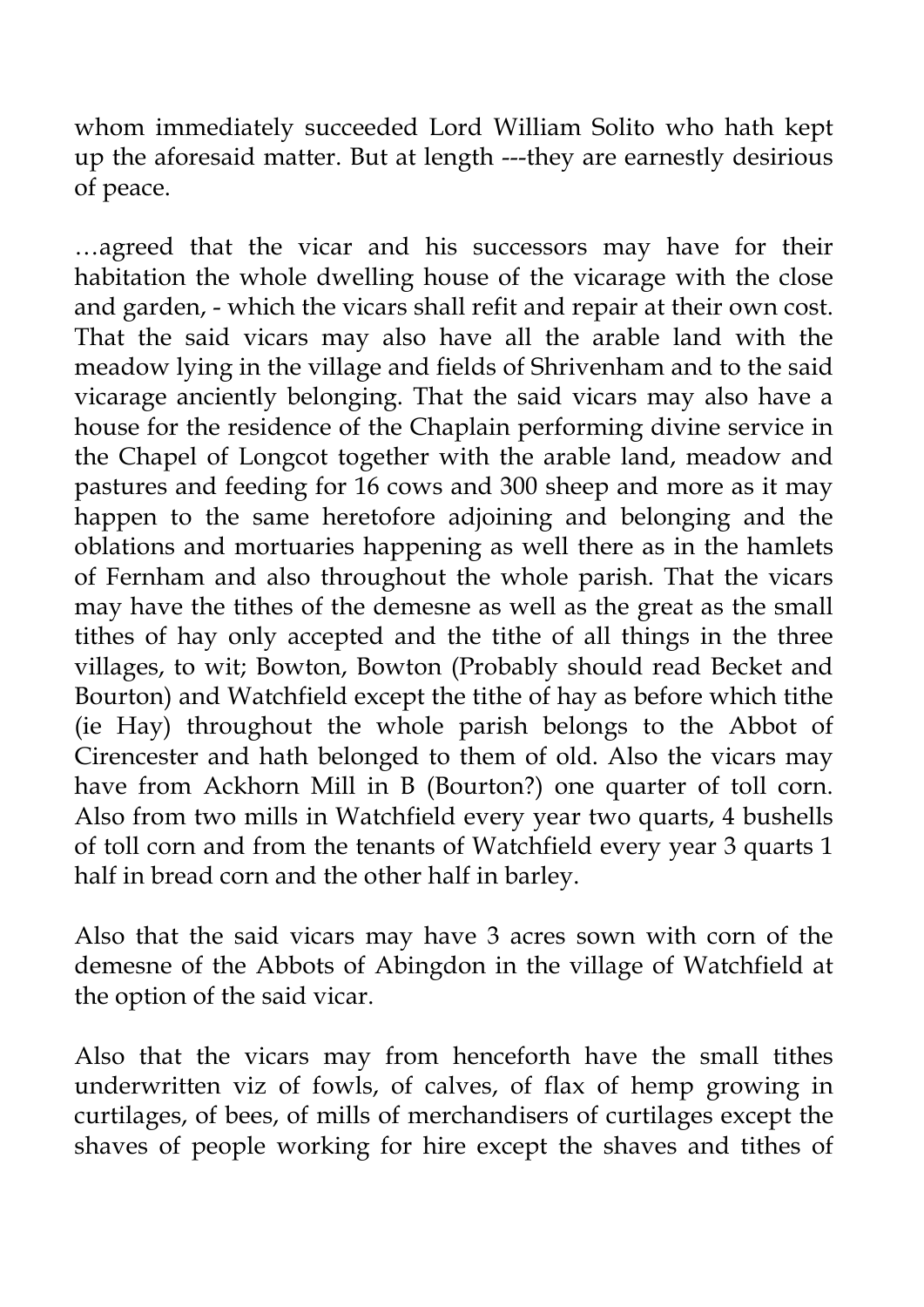whom immediately succeeded Lord William Solito who hath kept up the aforesaid matter. But at length ---they are earnestly desirious of peace.

…agreed that the vicar and his successors may have for their habitation the whole dwelling house of the vicarage with the close and garden, - which the vicars shall refit and repair at their own cost. That the said vicars may also have all the arable land with the meadow lying in the village and fields of Shrivenham and to the said vicarage anciently belonging. That the said vicars may also have a house for the residence of the Chaplain performing divine service in the Chapel of Longcot together with the arable land, meadow and pastures and feeding for 16 cows and 300 sheep and more as it may happen to the same heretofore adjoining and belonging and the oblations and mortuaries happening as well there as in the hamlets of Fernham and also throughout the whole parish. That the vicars may have the tithes of the demesne as well as the great as the small tithes of hay only accepted and the tithe of all things in the three villages, to wit; Bowton, Bowton (Probably should read Becket and Bourton) and Watchfield except the tithe of hay as before which tithe (ie Hay) throughout the whole parish belongs to the Abbot of Cirencester and hath belonged to them of old. Also the vicars may have from Ackhorn Mill in B (Bourton?) one quarter of toll corn. Also from two mills in Watchfield every year two quarts, 4 bushells of toll corn and from the tenants of Watchfield every year 3 quarts 1 half in bread corn and the other half in barley.

Also that the said vicars may have 3 acres sown with corn of the demesne of the Abbots of Abingdon in the village of Watchfield at the option of the said vicar.

Also that the vicars may from henceforth have the small tithes underwritten viz of fowls, of calves, of flax of hemp growing in curtilages, of bees, of mills of merchandisers of curtilages except the shaves of people working for hire except the shaves and tithes of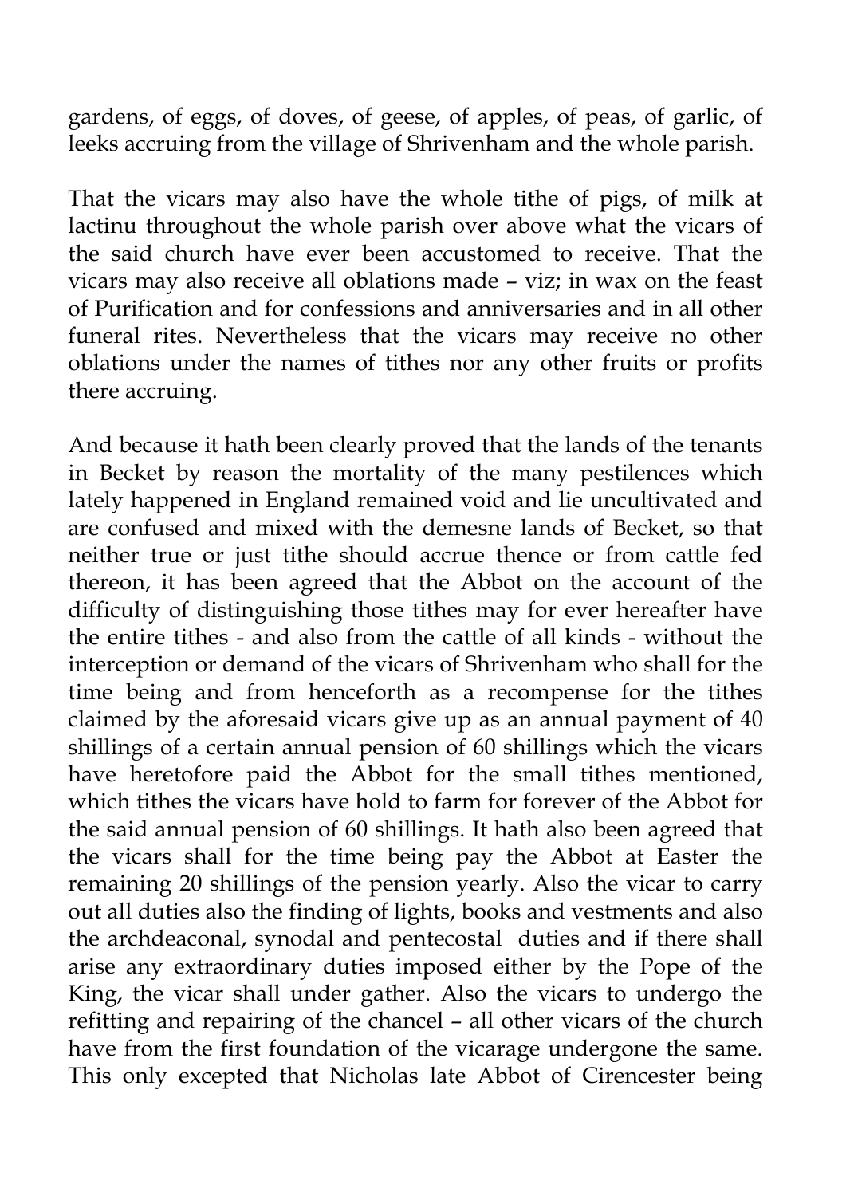gardens, of eggs, of doves, of geese, of apples, of peas, of garlic, of leeks accruing from the village of Shrivenham and the whole parish.

That the vicars may also have the whole tithe of pigs, of milk at lactinu throughout the whole parish over above what the vicars of the said church have ever been accustomed to receive. That the vicars may also receive all oblations made – viz; in wax on the feast of Purification and for confessions and anniversaries and in all other funeral rites. Nevertheless that the vicars may receive no other oblations under the names of tithes nor any other fruits or profits there accruing.

And because it hath been clearly proved that the lands of the tenants in Becket by reason the mortality of the many pestilences which lately happened in England remained void and lie uncultivated and are confused and mixed with the demesne lands of Becket, so that neither true or just tithe should accrue thence or from cattle fed thereon, it has been agreed that the Abbot on the account of the difficulty of distinguishing those tithes may for ever hereafter have the entire tithes - and also from the cattle of all kinds - without the interception or demand of the vicars of Shrivenham who shall for the time being and from henceforth as a recompense for the tithes claimed by the aforesaid vicars give up as an annual payment of 40 shillings of a certain annual pension of 60 shillings which the vicars have heretofore paid the Abbot for the small tithes mentioned, which tithes the vicars have hold to farm for forever of the Abbot for the said annual pension of 60 shillings. It hath also been agreed that the vicars shall for the time being pay the Abbot at Easter the remaining 20 shillings of the pension yearly. Also the vicar to carry out all duties also the finding of lights, books and vestments and also the archdeaconal, synodal and pentecostal duties and if there shall arise any extraordinary duties imposed either by the Pope of the King, the vicar shall under gather. Also the vicars to undergo the refitting and repairing of the chancel – all other vicars of the church have from the first foundation of the vicarage undergone the same. This only excepted that Nicholas late Abbot of Cirencester being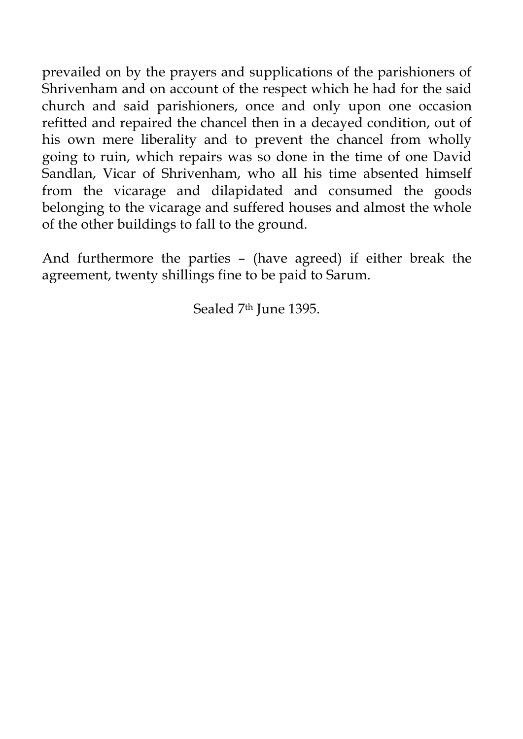prevailed on by the prayers and supplications of the parishioners of Shrivenham and on account of the respect which he had for the said church and said parishioners, once and only upon one occasion refitted and repaired the chancel then in a decayed condition, out of his own mere liberality and to prevent the chancel from wholly going to ruin, which repairs was so done in the time of one David Sandlan, Vicar of Shrivenham, who all his time absented himself from the vicarage and dilapidated and consumed the goods belonging to the vicarage and suffered houses and almost the whole of the other buildings to fall to the ground.

And furthermore the parties – (have agreed) if either break the agreement, twenty shillings fine to be paid to Sarum.

Sealed 7th June 1395.